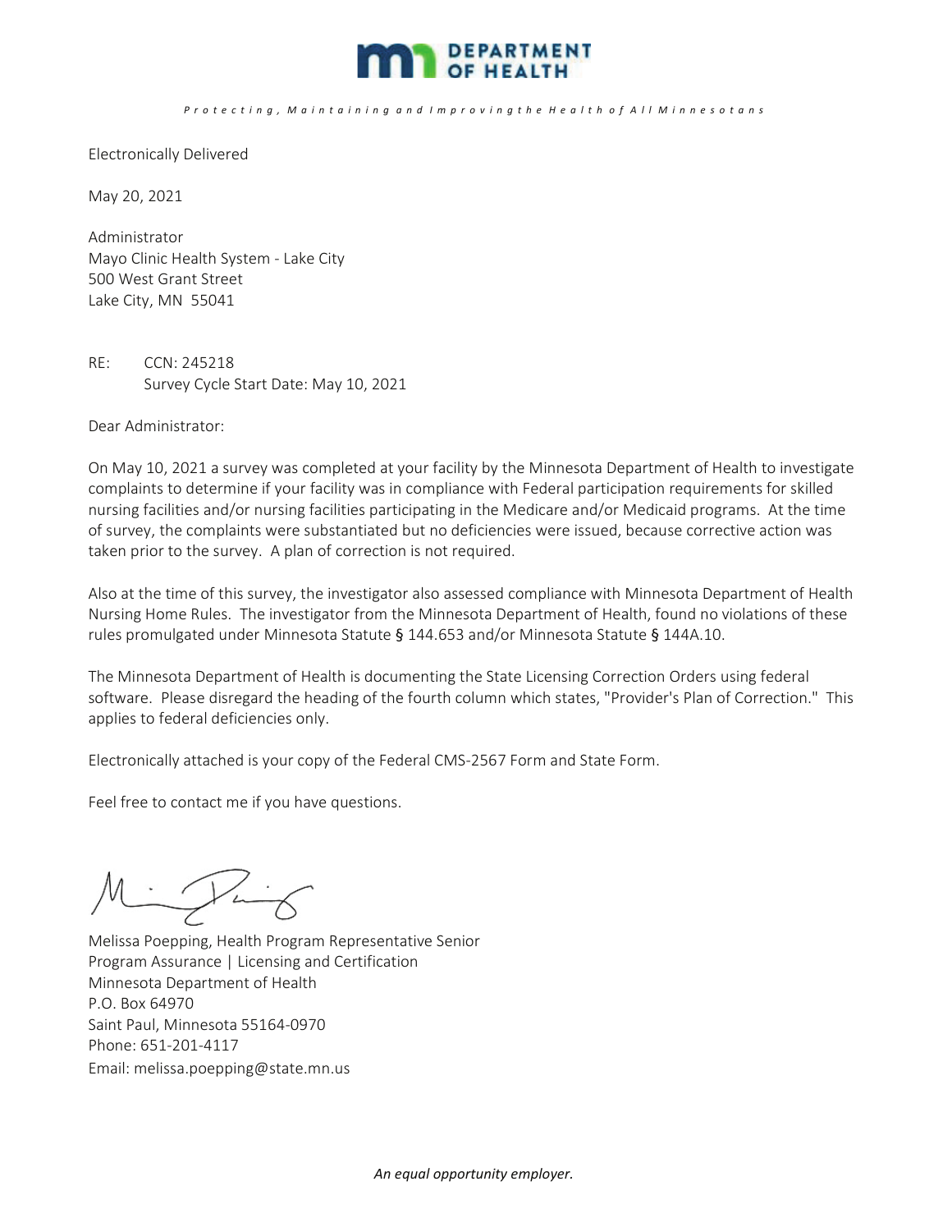**DEPARTMENT OF HEALTH**

*Protecting, Maintaining and Improving the Health of All Minnesotans*

Electronically Delivered

May 20, 2021

Administrator
Mayo Clinic Health System - Lake City
500 West Grant Street
Lake City, MN 55041

RE: CCN: 245218
Survey Cycle Start Date: May 10, 2021

Dear Administrator:

On May 10, 2021 a survey was completed at your facility by the Minnesota Department of Health to investigate complaints to determine if your facility was in compliance with Federal participation requirements for skilled nursing facilities and/or nursing facilities participating in the Medicare and/or Medicaid programs. At the time of survey, the complaints were substantiated but no deficiencies were issued, because corrective action was taken prior to the survey. A plan of correction is not required.

Also at the time of this survey, the investigator also assessed compliance with Minnesota Department of Health Nursing Home Rules. The investigator from the Minnesota Department of Health, found no violations of these rules promulgated under Minnesota Statute § 144.653 and/or Minnesota Statute § 144A.10.

The Minnesota Department of Health is documenting the State Licensing Correction Orders using federal software. Please disregard the heading of the fourth column which states, "Provider's Plan of Correction." This applies to federal deficiencies only.

Electronically attached is your copy of the Federal CMS-2567 Form and State Form.

Feel free to contact me if you have questions.

Melissa Poepping, Health Program Representative Senior
Program Assurance | Licensing and Certification
Minnesota Department of Health
P.O. Box 64970
Saint Paul, Minnesota 55164-0970
Phone: 651-201-4117
Email: melissa.poepping@state.mn.us

*An equal opportunity employer.*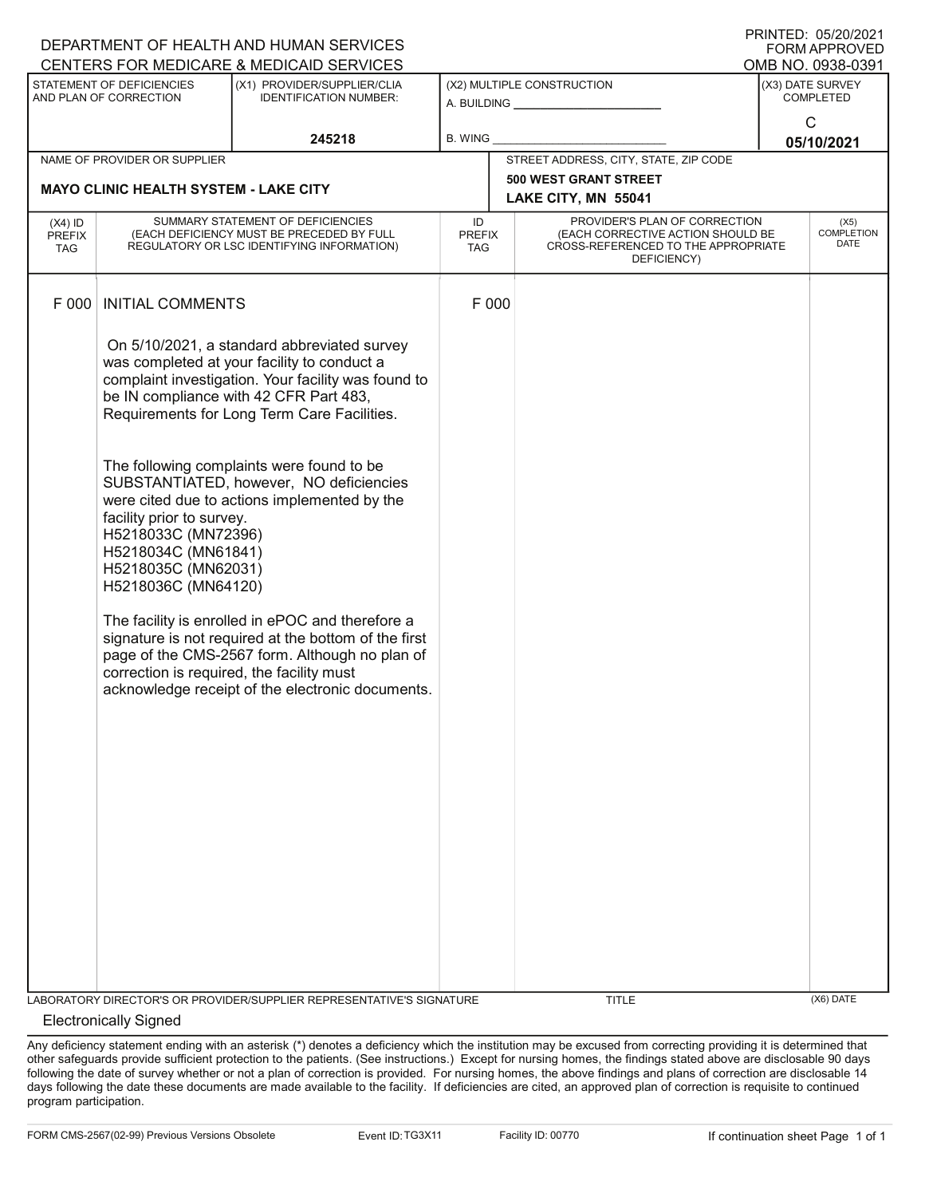DEPARTMENT OF HEALTH AND HUMAN SERVICES
CENTERS FOR MEDICARE & MEDICAID SERVICES

PRINTED: 05/20/2021
FORM APPROVED
OMB NO. 0938-0391

| STATEMENT OF DEFICIENCIES AND PLAN OF CORRECTION | (X1) PROVIDER/SUPPLIER/CLIA IDENTIFICATION NUMBER: | (X2) MULTIPLE CONSTRUCTION | (X3) DATE SURVEY COMPLETED |
|---|---|---|---|
| | 245218 | A. BUILDING ______ B. WING ______ | C 05/10/2021 |

| NAME OF PROVIDER OR SUPPLIER | STREET ADDRESS, CITY, STATE, ZIP CODE |
|---|---|
| MAYO CLINIC HEALTH SYSTEM - LAKE CITY | 500 WEST GRANT STREET LAKE CITY, MN 55041 |

| (X4) ID PREFIX TAG | SUMMARY STATEMENT OF DEFICIENCIES (EACH DEFICIENCY MUST BE PRECEDED BY FULL REGULATORY OR LSC IDENTIFYING INFORMATION) | ID PREFIX TAG | PROVIDER'S PLAN OF CORRECTION (EACH CORRECTIVE ACTION SHOULD BE CROSS-REFERENCED TO THE APPROPRIATE DEFICIENCY) | (X5) COMPLETION DATE |
|---|---|---|---|---|
| F 000 | INITIAL COMMENTS | F 000 | | |

On 5/10/2021, a standard abbreviated survey was completed at your facility to conduct a complaint investigation. Your facility was found to be IN compliance with 42 CFR Part 483, Requirements for Long Term Care Facilities.

The following complaints were found to be SUBSTANTIATED, however, NO deficiencies were cited due to actions implemented by the facility prior to survey.
H5218033C (MN72396)
H5218034C (MN61841)
H5218035C (MN62031)
H5218036C (MN64120)

The facility is enrolled in ePOC and therefore a signature is not required at the bottom of the first page of the CMS-2567 form. Although no plan of correction is required, the facility must acknowledge receipt of the electronic documents.

LABORATORY DIRECTOR'S OR PROVIDER/SUPPLIER REPRESENTATIVE'S SIGNATURE: Electronically Signed | TITLE | (X6) DATE

Any deficiency statement ending with an asterisk (*) denotes a deficiency which the institution may be excused from correcting providing it is determined that other safeguards provide sufficient protection to the patients. (See instructions.) Except for nursing homes, the findings stated above are disclosable 90 days following the date of survey whether or not a plan of correction is provided. For nursing homes, the above findings and plans of correction are disclosable 14 days following the date these documents are made available to the facility. If deficiencies are cited, an approved plan of correction is requisite to continued program participation.

FORM CMS-2567(02-99) Previous Versions Obsolete | Event ID: TG3X11 | Facility ID: 00770 | If continuation sheet Page 1 of 1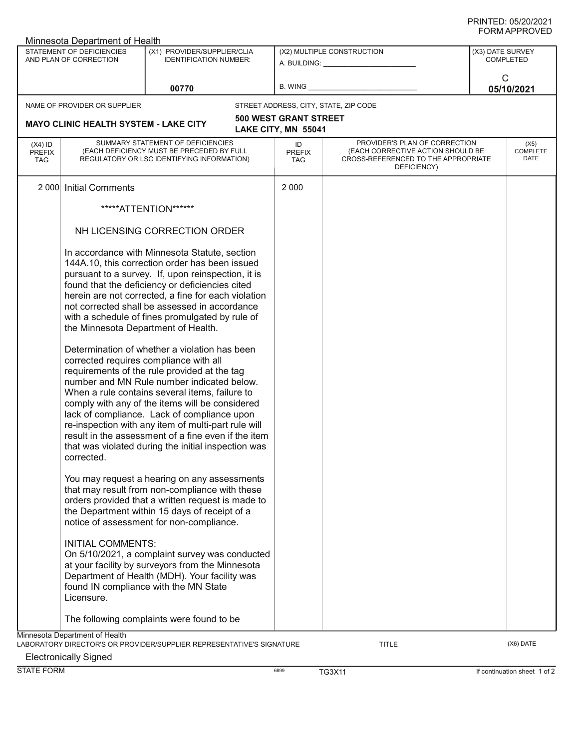Minnesota Department of Health

| STATEMENT OF DEFICIENCIES AND PLAN OF CORRECTION | (X1) PROVIDER/SUPPLIER/CLIA IDENTIFICATION NUMBER: | (X2) MULTIPLE CONSTRUCTION | (X3) DATE SURVEY COMPLETED |
|---|---|---|---|
| | 00770 | A. BUILDING: ______ B. WING ______ | C 05/10/2021 |

| NAME OF PROVIDER OR SUPPLIER | STREET ADDRESS, CITY, STATE, ZIP CODE |
|---|---|
| MAYO CLINIC HEALTH SYSTEM - LAKE CITY | 500 WEST GRANT STREET LAKE CITY, MN 55041 |

| (X4) ID PREFIX TAG | SUMMARY STATEMENT OF DEFICIENCIES (EACH DEFICIENCY MUST BE PRECEDED BY FULL REGULATORY OR LSC IDENTIFYING INFORMATION) | ID PREFIX TAG | PROVIDER'S PLAN OF CORRECTION (EACH CORRECTIVE ACTION SHOULD BE CROSS-REFERENCED TO THE APPROPRIATE DEFICIENCY) | (X5) COMPLETE DATE |
|---|---|---|---|---|
| 2 000 | Initial Comments | 2 000 | | |

*****ATTENTION******

NH LICENSING CORRECTION ORDER

In accordance with Minnesota Statute, section 144A.10, this correction order has been issued pursuant to a survey. If, upon reinspection, it is found that the deficiency or deficiencies cited herein are not corrected, a fine for each violation not corrected shall be assessed in accordance with a schedule of fines promulgated by rule of the Minnesota Department of Health.

Determination of whether a violation has been corrected requires compliance with all requirements of the rule provided at the tag number and MN Rule number indicated below. When a rule contains several items, failure to comply with any of the items will be considered lack of compliance. Lack of compliance upon re-inspection with any item of multi-part rule will result in the assessment of a fine even if the item that was violated during the initial inspection was corrected.

You may request a hearing on any assessments that may result from non-compliance with these orders provided that a written request is made to the Department within 15 days of receipt of a notice of assessment for non-compliance.

INITIAL COMMENTS:
On 5/10/2021, a complaint survey was conducted at your facility by surveyors from the Minnesota Department of Health (MDH). Your facility was found IN compliance with the MN State Licensure.

The following complaints were found to be

Minnesota Department of Health
LABORATORY DIRECTOR'S OR PROVIDER/SUPPLIER REPRESENTATIVE'S SIGNATURE — TITLE — (X6) DATE

Electronically Signed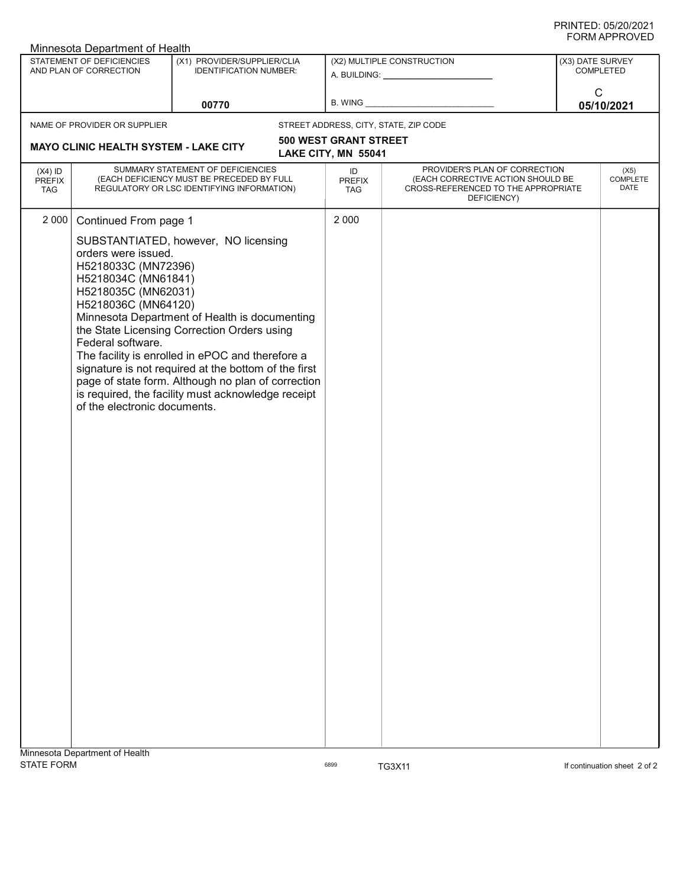PRINTED: 05/20/2021
FORM APPROVED

Minnesota Department of Health

| STATEMENT OF DEFICIENCIES AND PLAN OF CORRECTION | (X1) PROVIDER/SUPPLIER/CLIA IDENTIFICATION NUMBER: | (X2) MULTIPLE CONSTRUCTION | (X3) DATE SURVEY COMPLETED |
|---|---|---|---|
| | 00770 | A. BUILDING: ______ B. WING ______ | C 05/10/2021 |

NAME OF PROVIDER OR SUPPLIER: **MAYO CLINIC HEALTH SYSTEM - LAKE CITY**

STREET ADDRESS, CITY, STATE, ZIP CODE: **500 WEST GRANT STREET, LAKE CITY, MN 55041**

| (X4) ID PREFIX TAG | SUMMARY STATEMENT OF DEFICIENCIES (EACH DEFICIENCY MUST BE PRECEDED BY FULL REGULATORY OR LSC IDENTIFYING INFORMATION) | ID PREFIX TAG | PROVIDER'S PLAN OF CORRECTION (EACH CORRECTIVE ACTION SHOULD BE CROSS-REFERENCED TO THE APPROPRIATE DEFICIENCY) | (X5) COMPLETE DATE |
|---|---|---|---|---|
| 2 000 | Continued From page 1<br><br>SUBSTANTIATED, however, NO licensing orders were issued.<br>H5218033C (MN72396)<br>H5218034C (MN61841)<br>H5218035C (MN62031)<br>H5218036C (MN64120)<br>Minnesota Department of Health is documenting the State Licensing Correction Orders using Federal software.<br>The facility is enrolled in ePOC and therefore a signature is not required at the bottom of the first page of state form. Although no plan of correction is required, the facility must acknowledge receipt of the electronic documents. | 2 000 | | |

Minnesota Department of Health
STATE FORM 6899 TG3X11 If continuation sheet 2 of 2